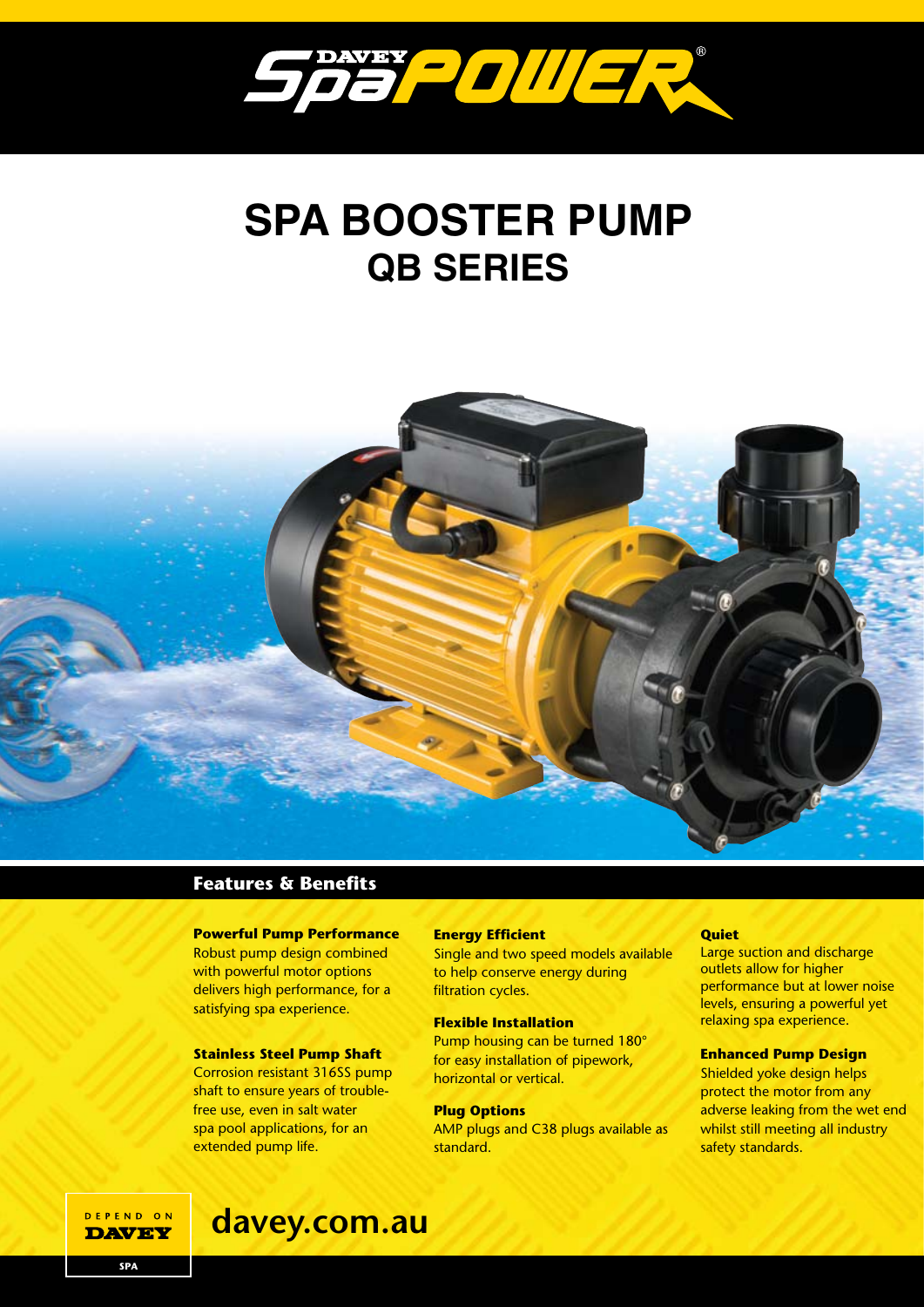# SPA BOOSTER PUMP
## QB SERIES

### Features & Benefits

**Powerful Pump Performance**
Robust pump design combined with powerful motor options delivers high performance, for a satisfying spa experience.

**Stainless Steel Pump Shaft**
Corrosion resistant 316SS pump shaft to ensure years of trouble-free use, even in salt water spa pool applications, for an extended pump life.

**Energy Efficient**
Single and two speed models available to help conserve energy during filtration cycles.

**Flexible Installation**
Pump housing can be turned 180° for easy installation of pipework, horizontal or vertical.

**Plug Options**
AMP plugs and C38 plugs available as standard.

**Quiet**
Large suction and discharge outlets allow for higher performance but at lower noise levels, ensuring a powerful yet relaxing spa experience.

**Enhanced Pump Design**
Shielded yoke design helps protect the motor from any adverse leaking from the wet end whilst still meeting all industry safety standards.

DEPEND ON DAVEY

SPA

davey.com.au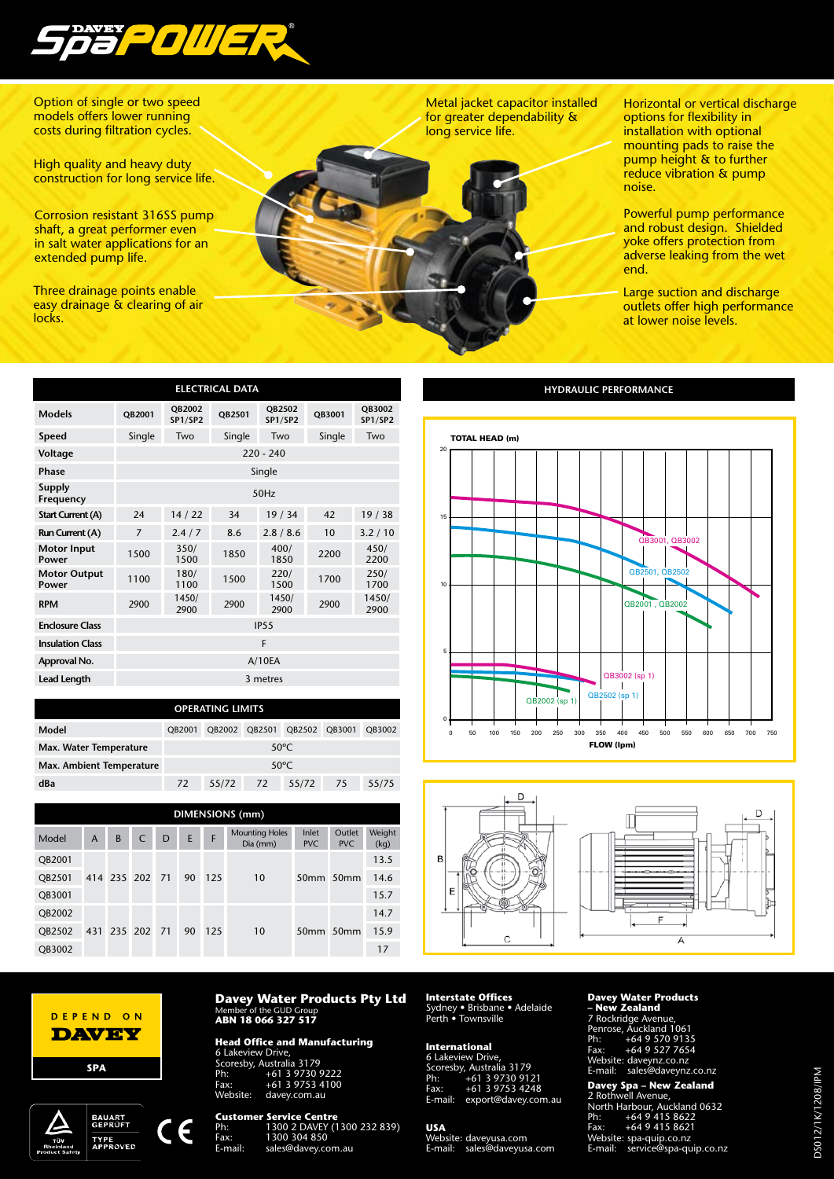# Davey SpaPOWER®

Option of single or two speed models offers lower running costs during filtration cycles.

High quality and heavy duty construction for long service life.

Corrosion resistant 316SS pump shaft, a great performer even in salt water applications for an extended pump life.

Three drainage points enable easy drainage & clearing of air locks.

Metal jacket capacitor installed for greater dependability & long service life.

Horizontal or vertical discharge options for flexibility in installation with optional mounting pads to raise the pump height & to further reduce vibration & pump noise.

Powerful pump performance and robust design. Shielded yoke offers protection from adverse leaking from the wet end.

Large suction and discharge outlets offer high performance at lower noise levels.

## ELECTRICAL DATA

| Models | QB2001 | QB2002 SP1/SP2 | QB2501 | QB2502 SP1/SP2 | QB3001 | QB3002 SP1/SP2 |
|---|---|---|---|---|---|---|
| Speed | Single | Two | Single | Two | Single | Two |
| Voltage | 220 - 240 | | | | | |
| Phase | Single | | | | | |
| Supply Frequency | 50Hz | | | | | |
| Start Current (A) | 24 | 14 / 22 | 34 | 19 / 34 | 42 | 19 / 38 |
| Run Current (A) | 7 | 2.4 / 7 | 8.6 | 2.8 / 8.6 | 10 | 3.2 / 10 |
| Motor Input Power | 1500 | 350/ 1500 | 1850 | 400/ 1850 | 2200 | 450/ 2200 |
| Motor Output Power | 1100 | 180/ 1100 | 1500 | 220/ 1500 | 1700 | 250/ 1700 |
| RPM | 2900 | 1450/ 2900 | 2900 | 1450/ 2900 | 2900 | 1450/ 2900 |
| Enclosure Class | IP55 | | | | | |
| Insulation Class | F | | | | | |
| Approval No. | A/10EA | | | | | |
| Lead Length | 3 metres | | | | | |

## OPERATING LIMITS

| Model | QB2001 | QB2002 | QB2501 | QB2502 | QB3001 | QB3002 |
|---|---|---|---|---|---|---|
| Max. Water Temperature | 50°C | | | | | |
| Max. Ambient Temperature | 50°C | | | | | |
| dBa | 72 | 55/72 | 72 | 55/72 | 75 | 55/75 |

## DIMENSIONS (mm)

| Model | A | B | C | D | E | F | Mounting Holes Dia (mm) | Inlet PVC | Outlet PVC | Weight (kg) |
|---|---|---|---|---|---|---|---|---|---|---|
| QB2001 | 414 | 235 | 202 | 71 | 90 | 125 | 10 | 50mm | 50mm | 13.5 |
| QB2501 | | | | | | | | | | 14.6 |
| QB3001 | | | | | | | | | | 15.7 |
| QB2002 | 431 | 235 | 202 | 71 | 90 | 125 | 10 | 50mm | 50mm | 14.7 |
| QB2502 | | | | | | | | | | 15.9 |
| QB3002 | | | | | | | | | | 17 |

## HYDRAULIC PERFORMANCE

TOTAL HEAD (m)

20
15
10
5
0

QB3001, QB3002
QB2501, QB2502
QB2001 , QB2002
QB3002 (sp 1)
QB2502 (sp 1)
QB2002 (sp 1)

0 50 100 150 200 250 300 350 400 450 500 550 600 650 700 750

FLOW (lpm)

D
B
E
C
F
A

DEPEND ON DAVEY

SPA

TÜV Rheinland Product Safety — BAUART GEPRÜFT TYPE APPROVED

CE

**Davey Water Products Pty Ltd**
Member of the GUD Group
**ABN 18 066 327 517**

**Head Office and Manufacturing**
6 Lakeview Drive,
Scoresby, Australia 3179
Ph: +61 3 9730 9222
Fax: +61 3 9753 4100
Website: davey.com.au

**Customer Service Centre**
Ph: 1300 2 DAVEY (1300 232 839)
Fax: 1300 304 850
E-mail: sales@davey.com.au

**Interstate Offices**
Sydney • Brisbane • Adelaide
Perth • Townsville

**International**
6 Lakeview Drive,
Scoresby, Australia 3179
Ph: +61 3 9730 9121
Fax: +61 3 9753 4248
E-mail: export@davey.com.au

**USA**
Website: daveyusa.com
E-mail: sales@daveyusa.com

**Davey Water Products – New Zealand**
7 Rockridge Avenue,
Penrose, Auckland 1061
Ph: +64 9 570 9135
Fax: +64 9 527 7654
Website: daveynz.co.nz
E-mail: sales@daveynz.co.nz

**Davey Spa – New Zealand**
2 Rothwell Avenue,
North Harbour, Auckland 0632
Ph: +64 9 415 8622
Fax: +64 9 415 8621
Website: spa-quip.co.nz
E-mail: service@spa-quip.co.nz

DS012/1K/1208/IPM